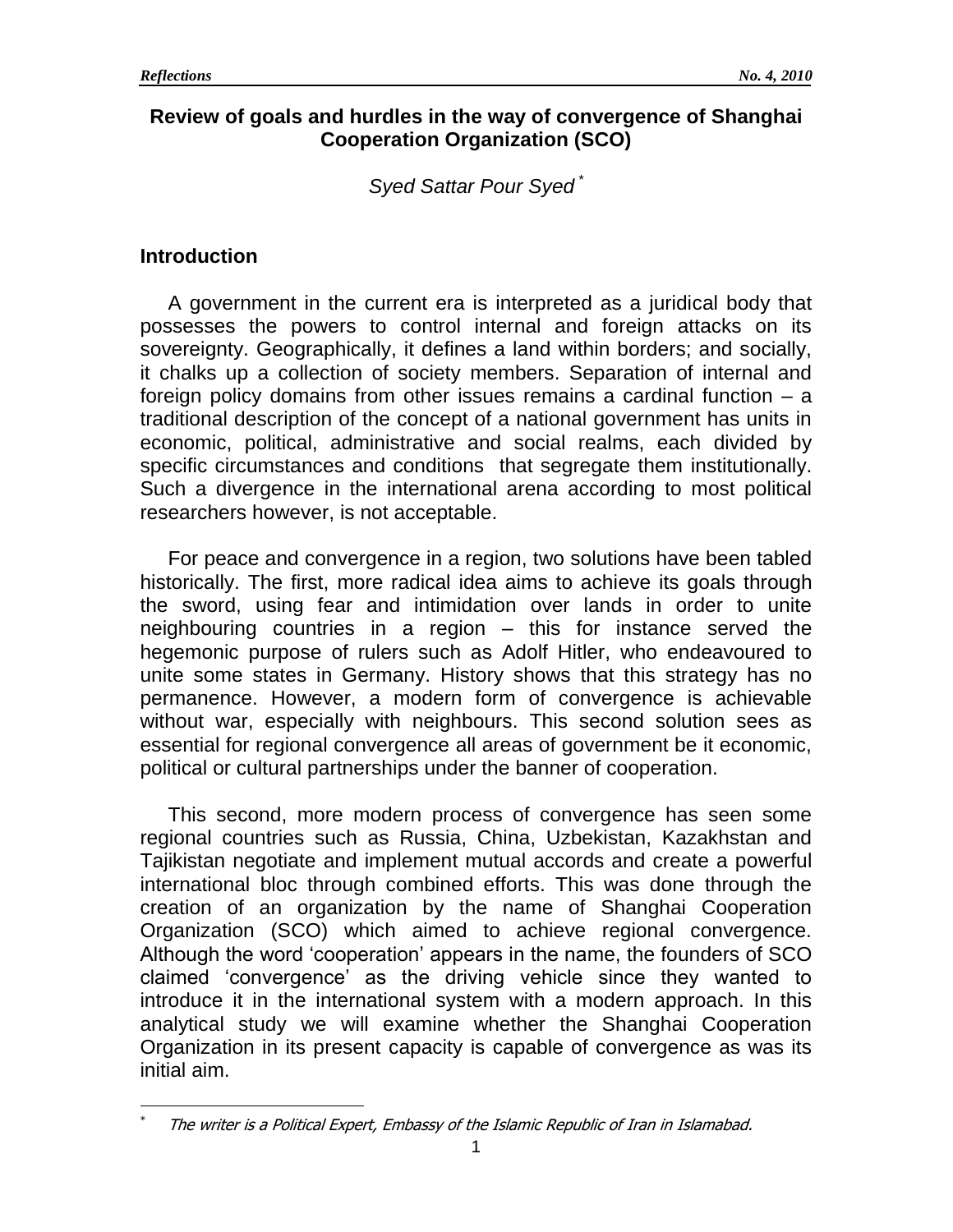# Review of goals and hurdles in the way of convergence of Shanghai Cooperation Organization (SCO)

*Syed Sattar Pour Syed* [*]

## Introduction

A government in the current era is interpreted as a juridical body that possesses the powers to control internal and foreign attacks on its sovereignty. Geographically, it defines a land within borders; and socially, it chalks up a collection of society members. Separation of internal and foreign policy domains from other issues remains a cardinal function – a traditional description of the concept of a national government has units in economic, political, administrative and social realms, each divided by specific circumstances and conditions that segregate them institutionally. Such a divergence in the international arena according to most political researchers however, is not acceptable.

For peace and convergence in a region, two solutions have been tabled historically. The first, more radical idea aims to achieve its goals through the sword, using fear and intimidation over lands in order to unite neighbouring countries in a region – this for instance served the hegemonic purpose of rulers such as Adolf Hitler, who endeavoured to unite some states in Germany. History shows that this strategy has no permanence. However, a modern form of convergence is achievable without war, especially with neighbours. This second solution sees as essential for regional convergence all areas of government be it economic, political or cultural partnerships under the banner of cooperation.

This second, more modern process of convergence has seen some regional countries such as Russia, China, Uzbekistan, Kazakhstan and Tajikistan negotiate and implement mutual accords and create a powerful international bloc through combined efforts. This was done through the creation of an organization by the name of Shanghai Cooperation Organization (SCO) which aimed to achieve regional convergence. Although the word 'cooperation' appears in the name, the founders of SCO claimed 'convergence' as the driving vehicle since they wanted to introduce it in the international system with a modern approach. In this analytical study we will examine whether the Shanghai Cooperation Organization in its present capacity is capable of convergence as was its initial aim.

---

[*] *The writer is a Political Expert, Embassy of the Islamic Republic of Iran in Islamabad.*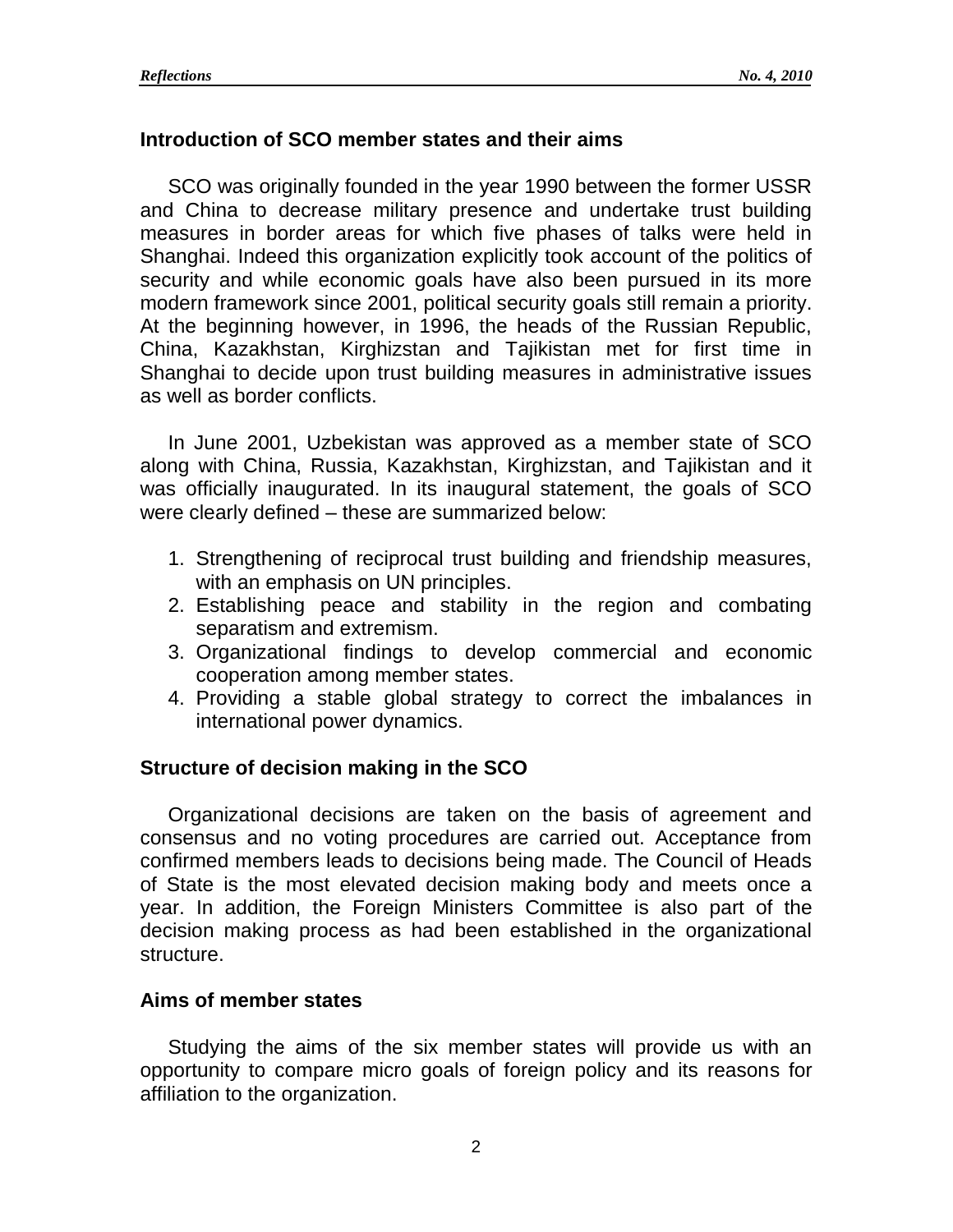## Introduction of SCO member states and their aims

SCO was originally founded in the year 1990 between the former USSR and China to decrease military presence and undertake trust building measures in border areas for which five phases of talks were held in Shanghai. Indeed this organization explicitly took account of the politics of security and while economic goals have also been pursued in its more modern framework since 2001, political security goals still remain a priority. At the beginning however, in 1996, the heads of the Russian Republic, China, Kazakhstan, Kirghizstan and Tajikistan met for first time in Shanghai to decide upon trust building measures in administrative issues as well as border conflicts.

In June 2001, Uzbekistan was approved as a member state of SCO along with China, Russia, Kazakhstan, Kirghizstan, and Tajikistan and it was officially inaugurated. In its inaugural statement, the goals of SCO were clearly defined – these are summarized below:

1. Strengthening of reciprocal trust building and friendship measures, with an emphasis on UN principles.
2. Establishing peace and stability in the region and combating separatism and extremism.
3. Organizational findings to develop commercial and economic cooperation among member states.
4. Providing a stable global strategy to correct the imbalances in international power dynamics.

## Structure of decision making in the SCO

Organizational decisions are taken on the basis of agreement and consensus and no voting procedures are carried out. Acceptance from confirmed members leads to decisions being made. The Council of Heads of State is the most elevated decision making body and meets once a year. In addition, the Foreign Ministers Committee is also part of the decision making process as had been established in the organizational structure.

## Aims of member states

Studying the aims of the six member states will provide us with an opportunity to compare micro goals of foreign policy and its reasons for affiliation to the organization.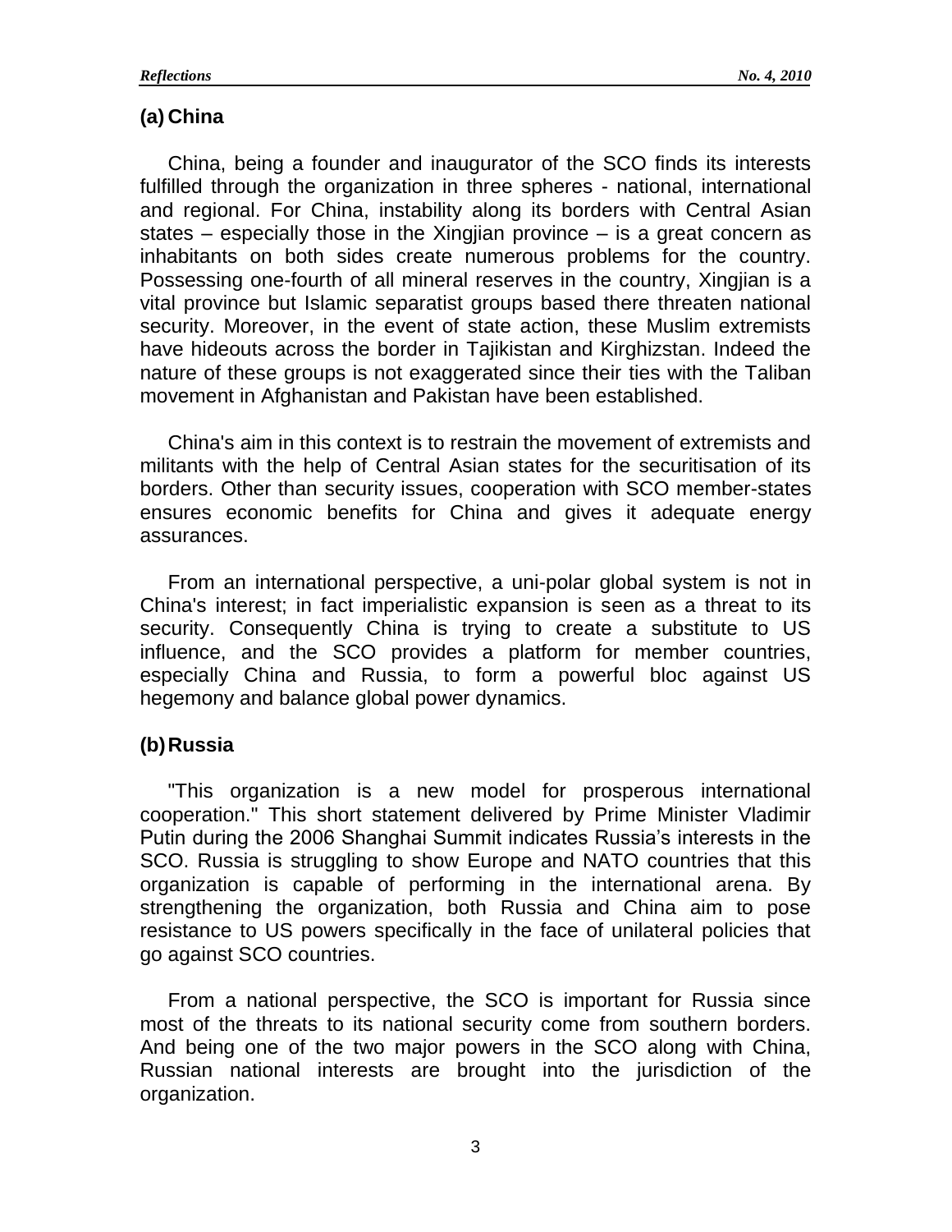### (a) China

China, being a founder and inaugurator of the SCO finds its interests fulfilled through the organization in three spheres - national, international and regional. For China, instability along its borders with Central Asian states – especially those in the Xingjian province – is a great concern as inhabitants on both sides create numerous problems for the country. Possessing one-fourth of all mineral reserves in the country, Xingjian is a vital province but Islamic separatist groups based there threaten national security. Moreover, in the event of state action, these Muslim extremists have hideouts across the border in Tajikistan and Kirghizstan. Indeed the nature of these groups is not exaggerated since their ties with the Taliban movement in Afghanistan and Pakistan have been established.

China's aim in this context is to restrain the movement of extremists and militants with the help of Central Asian states for the securitisation of its borders. Other than security issues, cooperation with SCO member-states ensures economic benefits for China and gives it adequate energy assurances.

From an international perspective, a uni-polar global system is not in China's interest; in fact imperialistic expansion is seen as a threat to its security. Consequently China is trying to create a substitute to US influence, and the SCO provides a platform for member countries, especially China and Russia, to form a powerful bloc against US hegemony and balance global power dynamics.

### (b) Russia

"This organization is a new model for prosperous international cooperation." This short statement delivered by Prime Minister Vladimir Putin during the 2006 Shanghai Summit indicates Russia's interests in the SCO. Russia is struggling to show Europe and NATO countries that this organization is capable of performing in the international arena. By strengthening the organization, both Russia and China aim to pose resistance to US powers specifically in the face of unilateral policies that go against SCO countries.

From a national perspective, the SCO is important for Russia since most of the threats to its national security come from southern borders. And being one of the two major powers in the SCO along with China, Russian national interests are brought into the jurisdiction of the organization.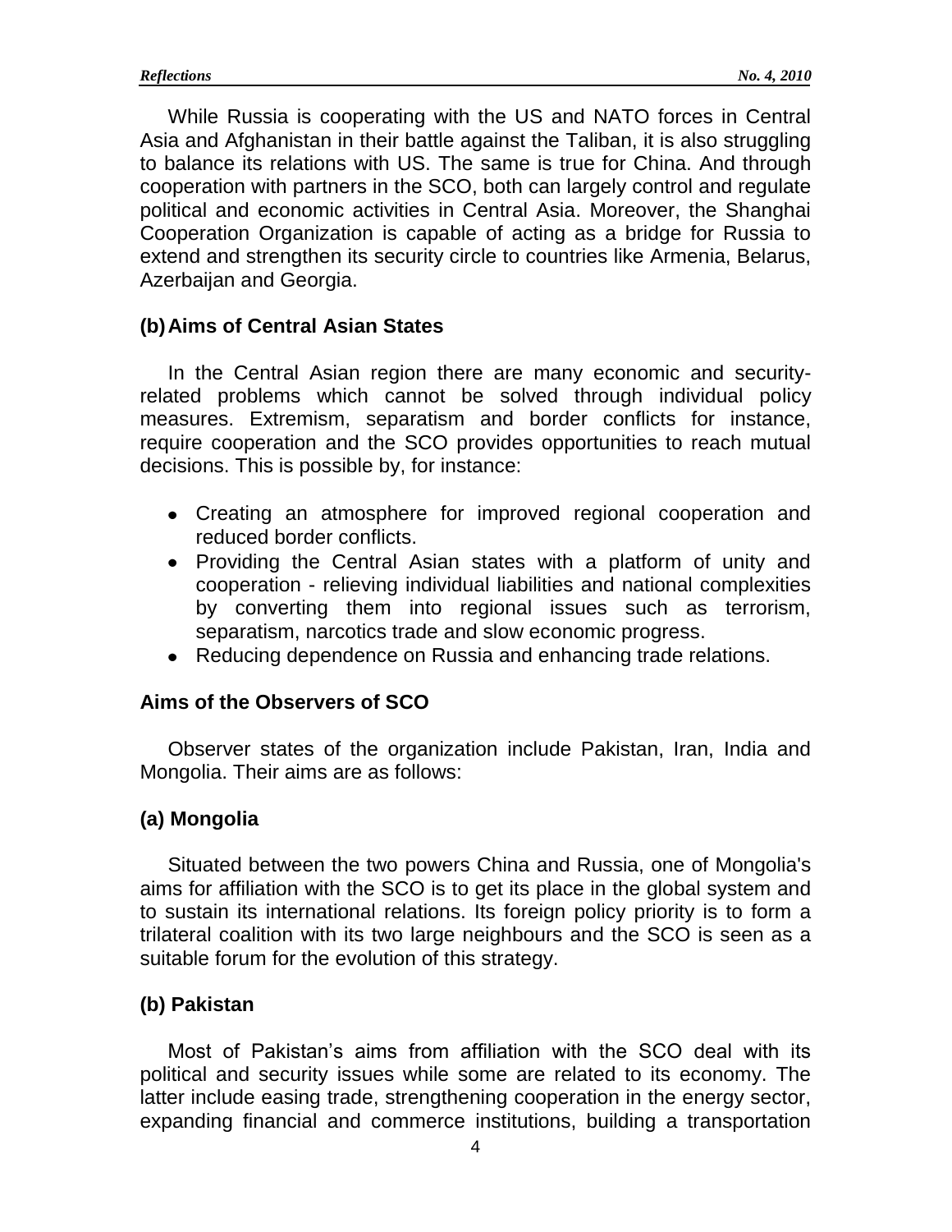While Russia is cooperating with the US and NATO forces in Central Asia and Afghanistan in their battle against the Taliban, it is also struggling to balance its relations with US. The same is true for China. And through cooperation with partners in the SCO, both can largely control and regulate political and economic activities in Central Asia. Moreover, the Shanghai Cooperation Organization is capable of acting as a bridge for Russia to extend and strengthen its security circle to countries like Armenia, Belarus, Azerbaijan and Georgia.

### (b) Aims of Central Asian States

In the Central Asian region there are many economic and security-related problems which cannot be solved through individual policy measures. Extremism, separatism and border conflicts for instance, require cooperation and the SCO provides opportunities to reach mutual decisions. This is possible by, for instance:

- Creating an atmosphere for improved regional cooperation and reduced border conflicts.
- Providing the Central Asian states with a platform of unity and cooperation - relieving individual liabilities and national complexities by converting them into regional issues such as terrorism, separatism, narcotics trade and slow economic progress.
- Reducing dependence on Russia and enhancing trade relations.

### Aims of the Observers of SCO

Observer states of the organization include Pakistan, Iran, India and Mongolia. Their aims are as follows:

### (a) Mongolia

Situated between the two powers China and Russia, one of Mongolia's aims for affiliation with the SCO is to get its place in the global system and to sustain its international relations. Its foreign policy priority is to form a trilateral coalition with its two large neighbours and the SCO is seen as a suitable forum for the evolution of this strategy.

### (b) Pakistan

Most of Pakistan's aims from affiliation with the SCO deal with its political and security issues while some are related to its economy. The latter include easing trade, strengthening cooperation in the energy sector, expanding financial and commerce institutions, building a transportation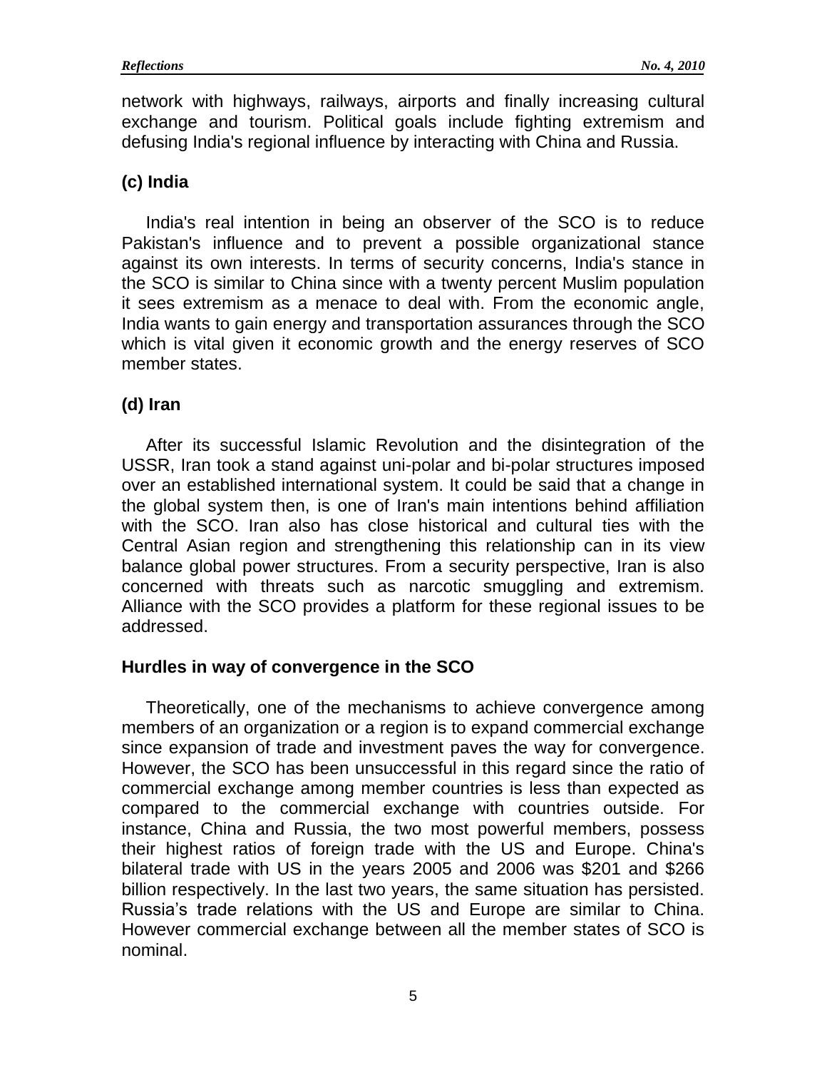network with highways, railways, airports and finally increasing cultural exchange and tourism. Political goals include fighting extremism and defusing India's regional influence by interacting with China and Russia.

### (c) India

India's real intention in being an observer of the SCO is to reduce Pakistan's influence and to prevent a possible organizational stance against its own interests. In terms of security concerns, India's stance in the SCO is similar to China since with a twenty percent Muslim population it sees extremism as a menace to deal with. From the economic angle, India wants to gain energy and transportation assurances through the SCO which is vital given it economic growth and the energy reserves of SCO member states.

### (d) Iran

After its successful Islamic Revolution and the disintegration of the USSR, Iran took a stand against uni-polar and bi-polar structures imposed over an established international system. It could be said that a change in the global system then, is one of Iran's main intentions behind affiliation with the SCO. Iran also has close historical and cultural ties with the Central Asian region and strengthening this relationship can in its view balance global power structures. From a security perspective, Iran is also concerned with threats such as narcotic smuggling and extremism. Alliance with the SCO provides a platform for these regional issues to be addressed.

## Hurdles in way of convergence in the SCO

Theoretically, one of the mechanisms to achieve convergence among members of an organization or a region is to expand commercial exchange since expansion of trade and investment paves the way for convergence. However, the SCO has been unsuccessful in this regard since the ratio of commercial exchange among member countries is less than expected as compared to the commercial exchange with countries outside. For instance, China and Russia, the two most powerful members, possess their highest ratios of foreign trade with the US and Europe. China's bilateral trade with US in the years 2005 and 2006 was $201 and $266 billion respectively. In the last two years, the same situation has persisted. Russia's trade relations with the US and Europe are similar to China. However commercial exchange between all the member states of SCO is nominal.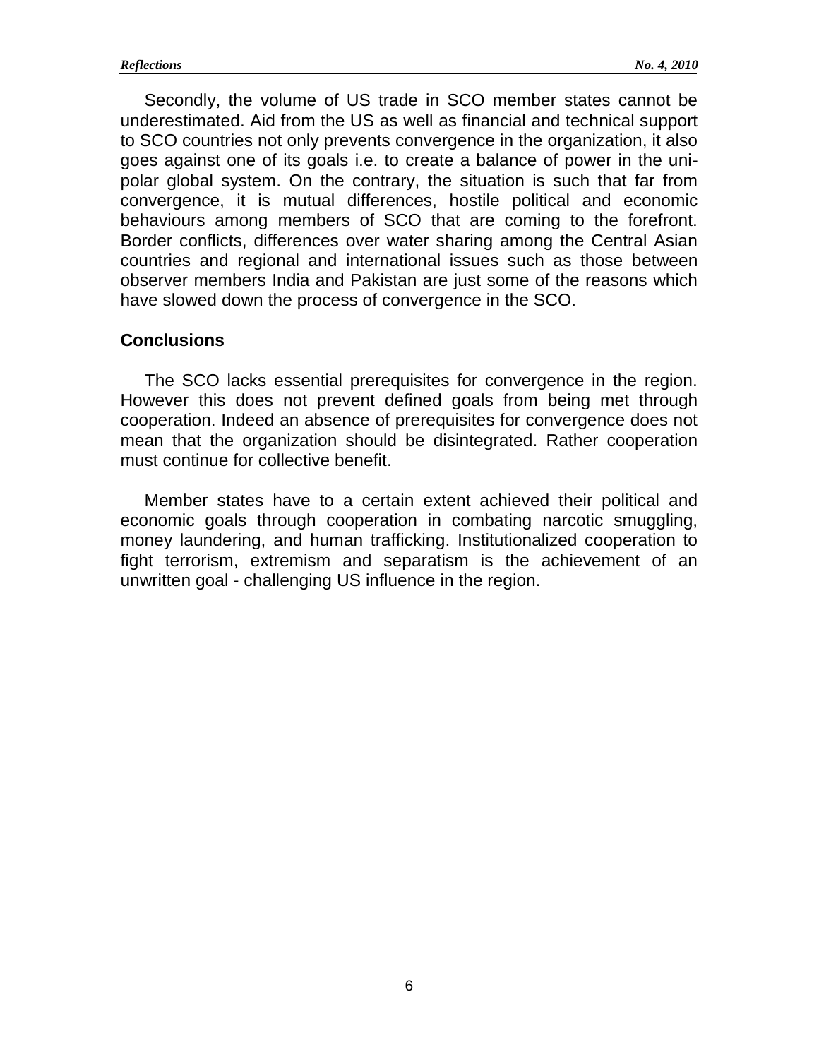Secondly, the volume of US trade in SCO member states cannot be underestimated. Aid from the US as well as financial and technical support to SCO countries not only prevents convergence in the organization, it also goes against one of its goals i.e. to create a balance of power in the uni-polar global system. On the contrary, the situation is such that far from convergence, it is mutual differences, hostile political and economic behaviours among members of SCO that are coming to the forefront. Border conflicts, differences over water sharing among the Central Asian countries and regional and international issues such as those between observer members India and Pakistan are just some of the reasons which have slowed down the process of convergence in the SCO.

## Conclusions

The SCO lacks essential prerequisites for convergence in the region. However this does not prevent defined goals from being met through cooperation. Indeed an absence of prerequisites for convergence does not mean that the organization should be disintegrated. Rather cooperation must continue for collective benefit.

Member states have to a certain extent achieved their political and economic goals through cooperation in combating narcotic smuggling, money laundering, and human trafficking. Institutionalized cooperation to fight terrorism, extremism and separatism is the achievement of an unwritten goal - challenging US influence in the region.